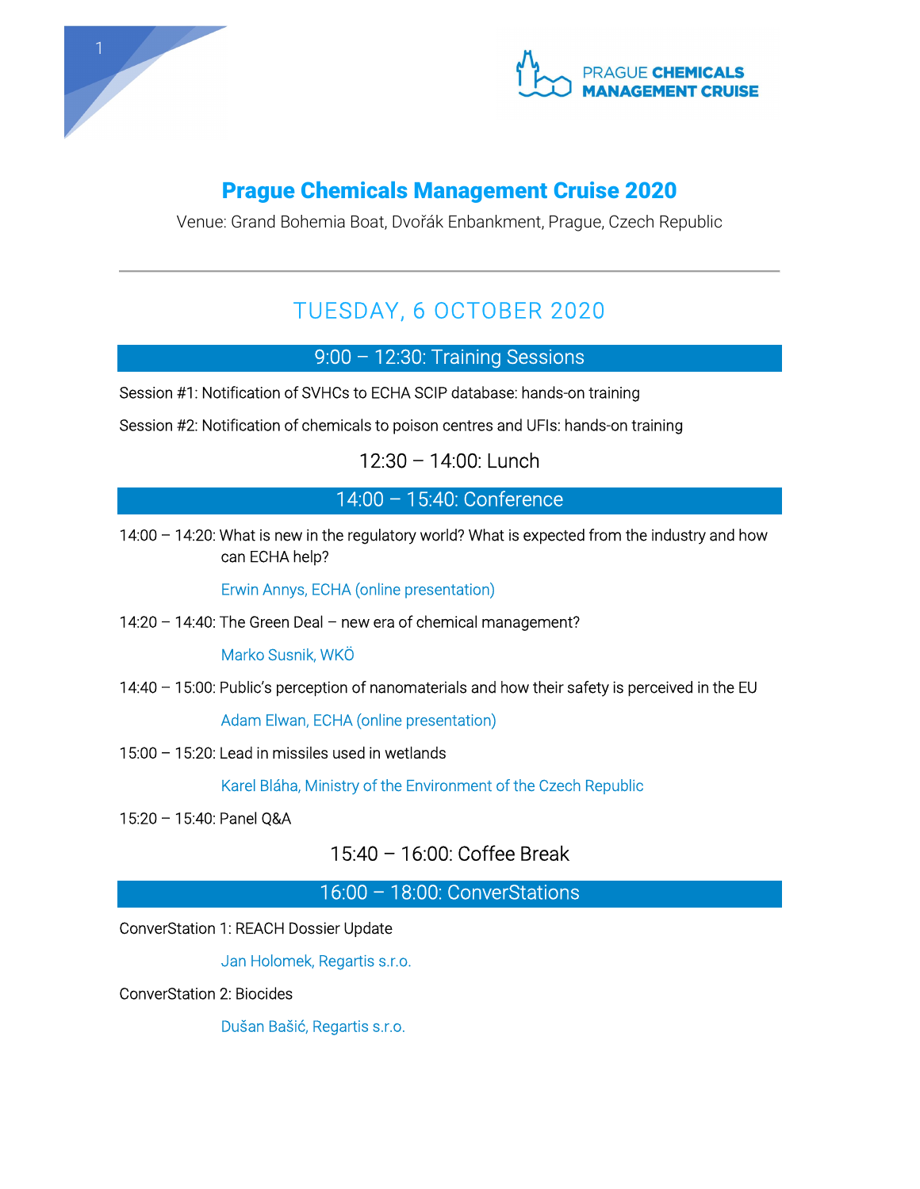PRAGUE CHEMICALS MANAGEMENT CRUISE

# Prague Chemicals Management Cruise 2020

Venue: Grand Bohemia Boat, Dvořák Enbankment, Prague, Czech Republic

---

## TUESDAY, 6 OCTOBER 2020

### 9:00 – 12:30: Training Sessions

Session #1: Notification of SVHCs to ECHA SCIP database: hands-on training

Session #2: Notification of chemicals to poison centres and UFIs: hands-on training

### 12:30 – 14:00: Lunch

### 14:00 – 15:40: Conference

14:00 – 14:20: What is new in the regulatory world? What is expected from the industry and how can ECHA help?

Erwin Annys, ECHA (online presentation)

14:20 – 14:40: The Green Deal – new era of chemical management?

Marko Susnik, WKÖ

14:40 – 15:00: Public's perception of nanomaterials and how their safety is perceived in the EU

Adam Elwan, ECHA (online presentation)

15:00 – 15:20: Lead in missiles used in wetlands

Karel Bláha, Ministry of the Environment of the Czech Republic

15:20 – 15:40: Panel Q&A

### 15:40 – 16:00: Coffee Break

### 16:00 – 18:00: ConverStations

ConverStation 1: REACH Dossier Update

Jan Holomek, Regartis s.r.o.

ConverStation 2: Biocides

Dušan Bašić, Regartis s.r.o.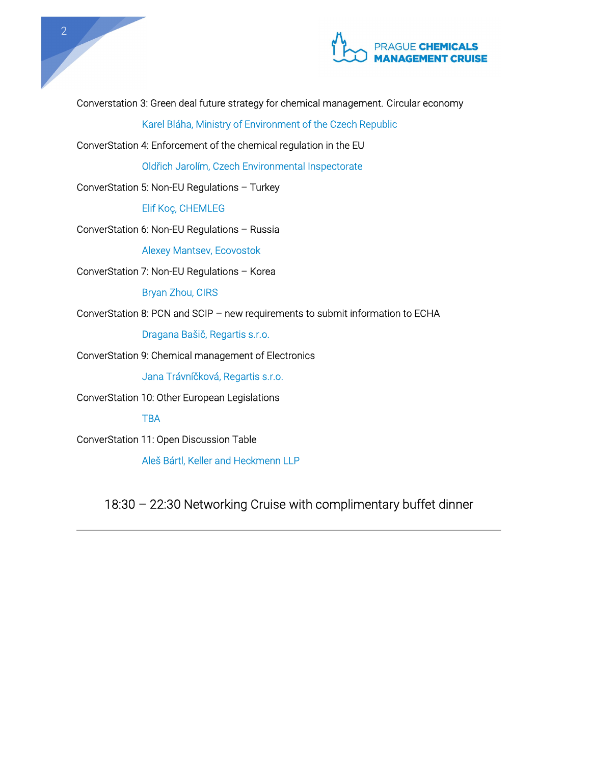Converstation 3: Green deal future strategy for chemical management. Circular economy

Karel Bláha, Ministry of Environment of the Czech Republic

ConverStation 4: Enforcement of the chemical regulation in the EU

Oldřich Jarolím, Czech Environmental Inspectorate

ConverStation 5: Non-EU Regulations – Turkey

Elif Koç, CHEMLEG

ConverStation 6: Non-EU Regulations – Russia

Alexey Mantsev, Ecovostok

ConverStation 7: Non-EU Regulations – Korea

Bryan Zhou, CIRS

ConverStation 8: PCN and SCIP – new requirements to submit information to ECHA

Dragana Bašič, Regartis s.r.o.

ConverStation 9: Chemical management of Electronics

Jana Trávníčková, Regartis s.r.o.

ConverStation 10: Other European Legislations

TBA

ConverStation 11: Open Discussion Table

Aleš Bártl, Keller and Heckmenn LLP

18:30 – 22:30 Networking Cruise with complimentary buffet dinner

---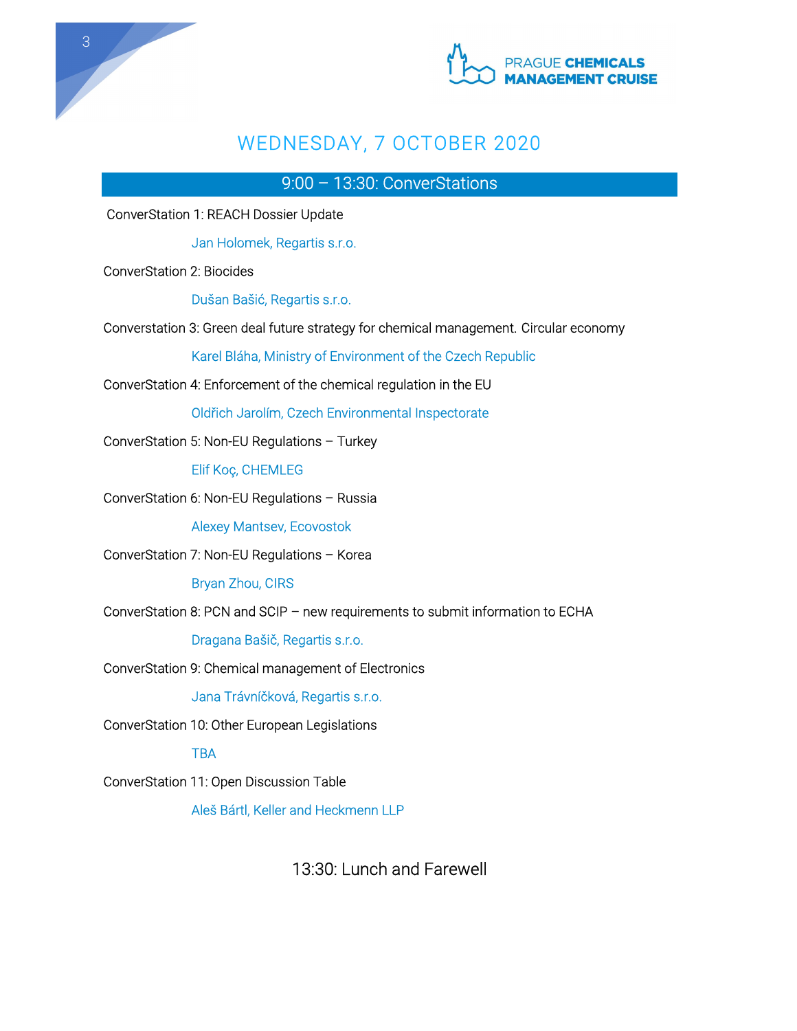# WEDNESDAY, 7 OCTOBER 2020

## 9:00 – 13:30: ConverStations

ConverStation 1: REACH Dossier Update

Jan Holomek, Regartis s.r.o.

ConverStation 2: Biocides

Dušan Bašić, Regartis s.r.o.

Converstation 3: Green deal future strategy for chemical management. Circular economy

Karel Bláha, Ministry of Environment of the Czech Republic

ConverStation 4: Enforcement of the chemical regulation in the EU

Oldřich Jarolím, Czech Environmental Inspectorate

ConverStation 5: Non-EU Regulations – Turkey

Elif Koç, CHEMLEG

ConverStation 6: Non-EU Regulations – Russia

Alexey Mantsev, Ecovostok

ConverStation 7: Non-EU Regulations – Korea

Bryan Zhou, CIRS

ConverStation 8: PCN and SCIP – new requirements to submit information to ECHA

Dragana Bašič, Regartis s.r.o.

ConverStation 9: Chemical management of Electronics

Jana Trávníčková, Regartis s.r.o.

ConverStation 10: Other European Legislations

TBA

ConverStation 11: Open Discussion Table

Aleš Bártl, Keller and Heckmenn LLP

## 13:30: Lunch and Farewell